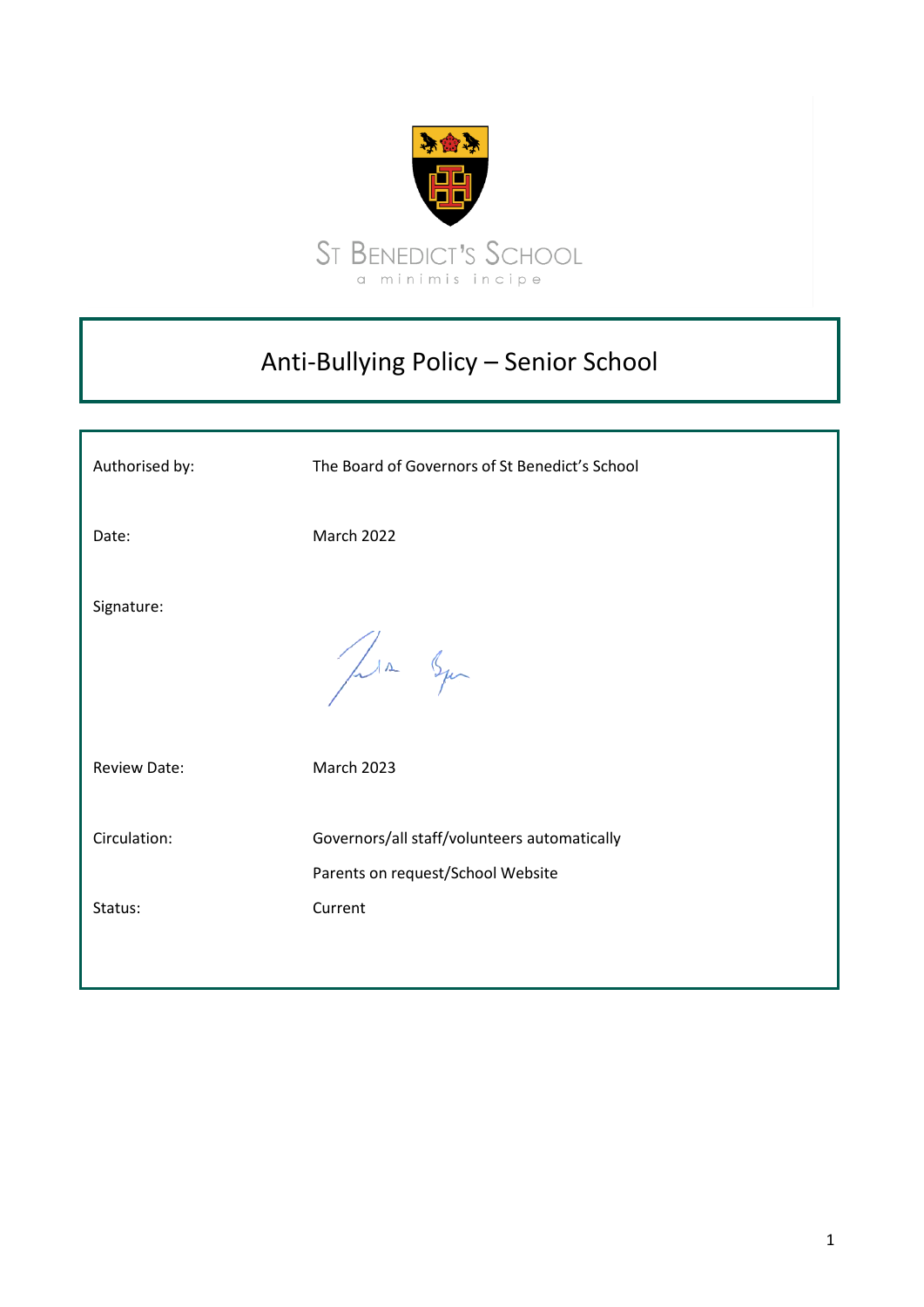ST BENEDICT'S SCHOOL

a minimis incipe

# Anti-Bullying Policy – Senior School

| | |
|---|---|
| Authorised by: | The Board of Governors of St Benedict's School |
| Date: | March 2022 |
| Signature: | |
| Review Date: | March 2023 |
| Circulation: | Governors/all staff/volunteers automatically<br>Parents on request/School Website |
| Status: | Current |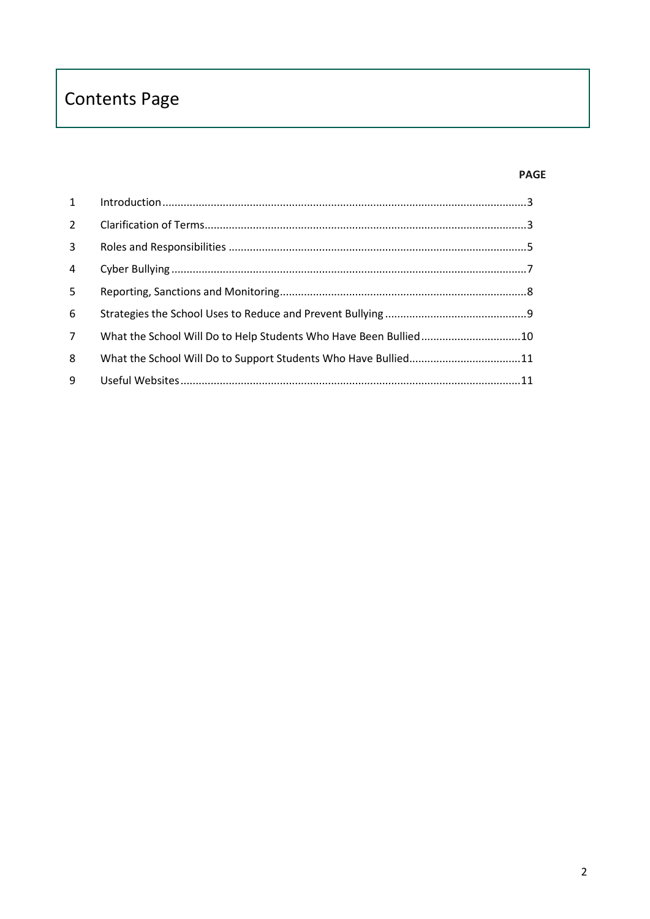# Contents Page

| | | PAGE |
|---|---|---|
| 1 | Introduction | 3 |
| 2 | Clarification of Terms | 3 |
| 3 | Roles and Responsibilities | 5 |
| 4 | Cyber Bullying | 7 |
| 5 | Reporting, Sanctions and Monitoring | 8 |
| 6 | Strategies the School Uses to Reduce and Prevent Bullying | 9 |
| 7 | What the School Will Do to Help Students Who Have Been Bullied | 10 |
| 8 | What the School Will Do to Support Students Who Have Bullied | 11 |
| 9 | Useful Websites | 11 |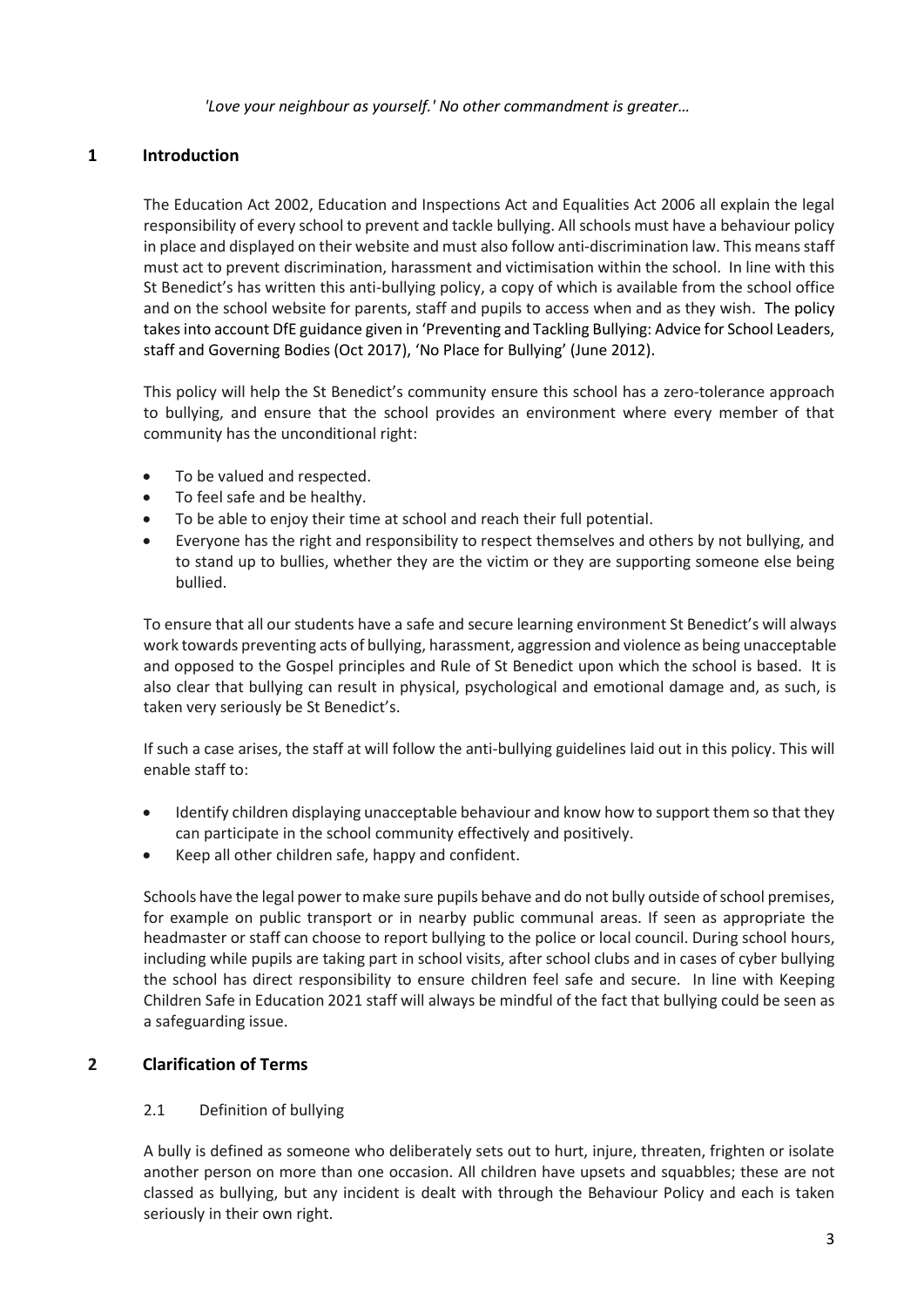*'Love your neighbour as yourself.' No other commandment is greater…*

## 1 Introduction

The Education Act 2002, Education and Inspections Act and Equalities Act 2006 all explain the legal responsibility of every school to prevent and tackle bullying. All schools must have a behaviour policy in place and displayed on their website and must also follow anti-discrimination law. This means staff must act to prevent discrimination, harassment and victimisation within the school. In line with this St Benedict's has written this anti-bullying policy, a copy of which is available from the school office and on the school website for parents, staff and pupils to access when and as they wish. The policy takes into account DfE guidance given in 'Preventing and Tackling Bullying: Advice for School Leaders, staff and Governing Bodies (Oct 2017), 'No Place for Bullying' (June 2012).

This policy will help the St Benedict's community ensure this school has a zero-tolerance approach to bullying, and ensure that the school provides an environment where every member of that community has the unconditional right:

- To be valued and respected.
- To feel safe and be healthy.
- To be able to enjoy their time at school and reach their full potential.
- Everyone has the right and responsibility to respect themselves and others by not bullying, and to stand up to bullies, whether they are the victim or they are supporting someone else being bullied.

To ensure that all our students have a safe and secure learning environment St Benedict's will always work towards preventing acts of bullying, harassment, aggression and violence as being unacceptable and opposed to the Gospel principles and Rule of St Benedict upon which the school is based. It is also clear that bullying can result in physical, psychological and emotional damage and, as such, is taken very seriously be St Benedict's.

If such a case arises, the staff at will follow the anti-bullying guidelines laid out in this policy. This will enable staff to:

- Identify children displaying unacceptable behaviour and know how to support them so that they can participate in the school community effectively and positively.
- Keep all other children safe, happy and confident.

Schools have the legal power to make sure pupils behave and do not bully outside of school premises, for example on public transport or in nearby public communal areas. If seen as appropriate the headmaster or staff can choose to report bullying to the police or local council. During school hours, including while pupils are taking part in school visits, after school clubs and in cases of cyber bullying the school has direct responsibility to ensure children feel safe and secure. In line with Keeping Children Safe in Education 2021 staff will always be mindful of the fact that bullying could be seen as a safeguarding issue.

## 2 Clarification of Terms

### 2.1 Definition of bullying

A bully is defined as someone who deliberately sets out to hurt, injure, threaten, frighten or isolate another person on more than one occasion. All children have upsets and squabbles; these are not classed as bullying, but any incident is dealt with through the Behaviour Policy and each is taken seriously in their own right.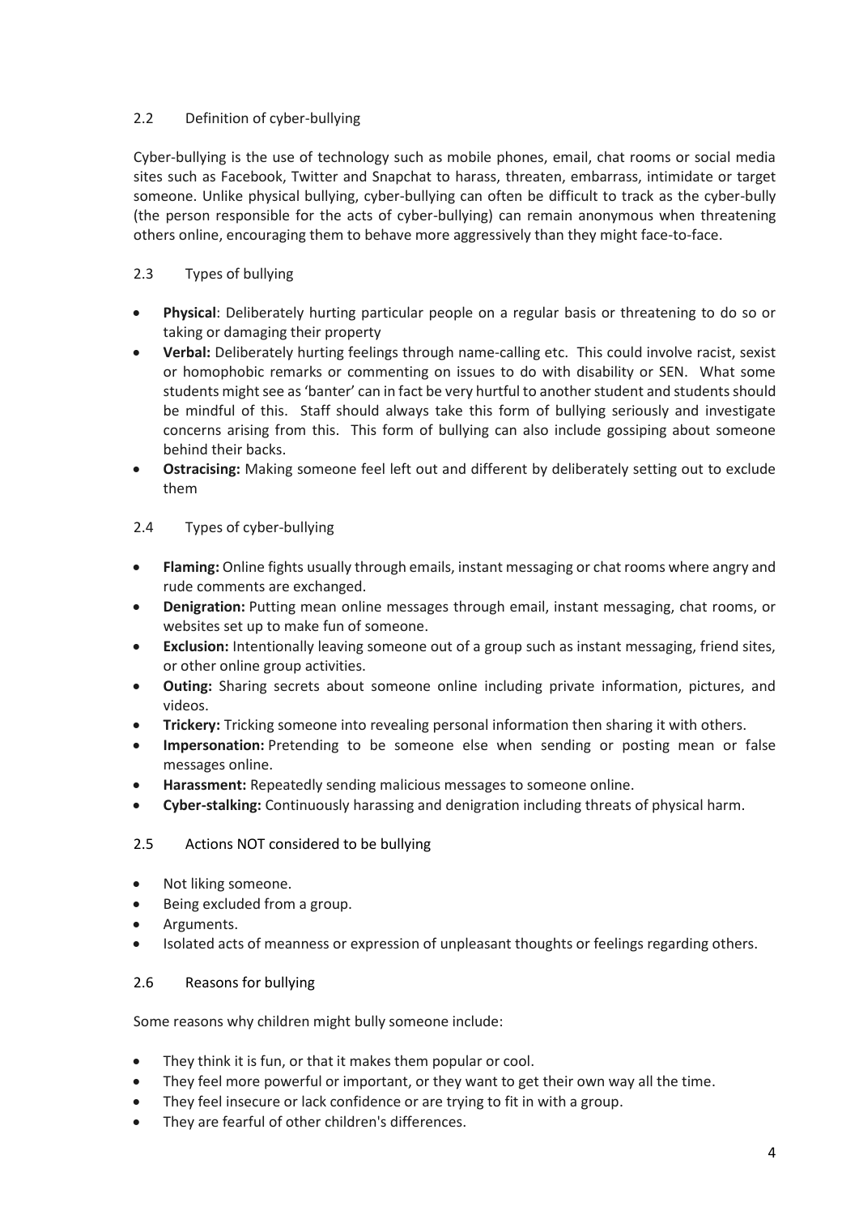## 2.2 Definition of cyber-bullying

Cyber-bullying is the use of technology such as mobile phones, email, chat rooms or social media sites such as Facebook, Twitter and Snapchat to harass, threaten, embarrass, intimidate or target someone. Unlike physical bullying, cyber-bullying can often be difficult to track as the cyber-bully (the person responsible for the acts of cyber-bullying) can remain anonymous when threatening others online, encouraging them to behave more aggressively than they might face-to-face.

## 2.3 Types of bullying

- **Physical**: Deliberately hurting particular people on a regular basis or threatening to do so or taking or damaging their property
- **Verbal:** Deliberately hurting feelings through name-calling etc. This could involve racist, sexist or homophobic remarks or commenting on issues to do with disability or SEN. What some students might see as 'banter' can in fact be very hurtful to another student and students should be mindful of this. Staff should always take this form of bullying seriously and investigate concerns arising from this. This form of bullying can also include gossiping about someone behind their backs.
- **Ostracising:** Making someone feel left out and different by deliberately setting out to exclude them

## 2.4 Types of cyber-bullying

- **Flaming:** Online fights usually through emails, instant messaging or chat rooms where angry and rude comments are exchanged.
- **Denigration:** Putting mean online messages through email, instant messaging, chat rooms, or websites set up to make fun of someone.
- **Exclusion:** Intentionally leaving someone out of a group such as instant messaging, friend sites, or other online group activities.
- **Outing:** Sharing secrets about someone online including private information, pictures, and videos.
- **Trickery:** Tricking someone into revealing personal information then sharing it with others.
- **Impersonation:** Pretending to be someone else when sending or posting mean or false messages online.
- **Harassment:** Repeatedly sending malicious messages to someone online.
- **Cyber-stalking:** Continuously harassing and denigration including threats of physical harm.

## 2.5 Actions NOT considered to be bullying

- Not liking someone.
- Being excluded from a group.
- Arguments.
- Isolated acts of meanness or expression of unpleasant thoughts or feelings regarding others.

## 2.6 Reasons for bullying

Some reasons why children might bully someone include:

- They think it is fun, or that it makes them popular or cool.
- They feel more powerful or important, or they want to get their own way all the time.
- They feel insecure or lack confidence or are trying to fit in with a group.
- They are fearful of other children's differences.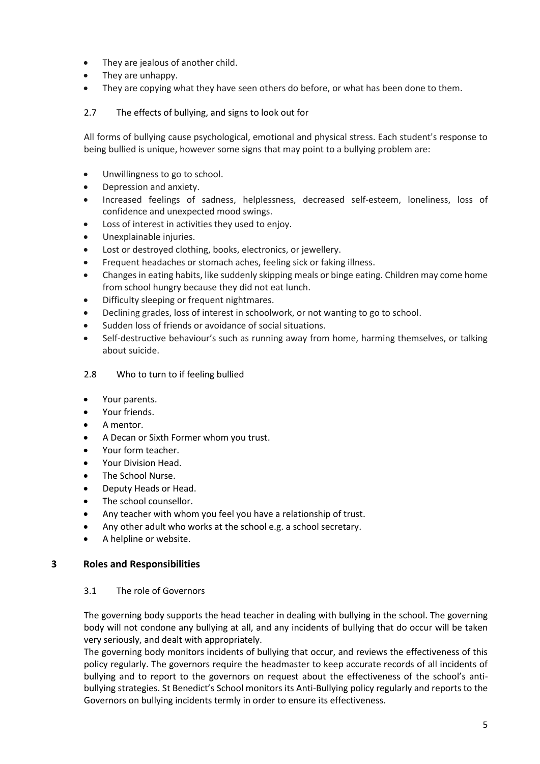- They are jealous of another child.
- They are unhappy.
- They are copying what they have seen others do before, or what has been done to them.

### 2.7 The effects of bullying, and signs to look out for

All forms of bullying cause psychological, emotional and physical stress. Each student's response to being bullied is unique, however some signs that may point to a bullying problem are:

- Unwillingness to go to school.
- Depression and anxiety.
- Increased feelings of sadness, helplessness, decreased self-esteem, loneliness, loss of confidence and unexpected mood swings.
- Loss of interest in activities they used to enjoy.
- Unexplainable injuries.
- Lost or destroyed clothing, books, electronics, or jewellery.
- Frequent headaches or stomach aches, feeling sick or faking illness.
- Changes in eating habits, like suddenly skipping meals or binge eating. Children may come home from school hungry because they did not eat lunch.
- Difficulty sleeping or frequent nightmares.
- Declining grades, loss of interest in schoolwork, or not wanting to go to school.
- Sudden loss of friends or avoidance of social situations.
- Self-destructive behaviour's such as running away from home, harming themselves, or talking about suicide.

### 2.8 Who to turn to if feeling bullied

- Your parents.
- Your friends.
- A mentor.
- A Decan or Sixth Former whom you trust.
- Your form teacher.
- Your Division Head.
- The School Nurse.
- Deputy Heads or Head.
- The school counsellor.
- Any teacher with whom you feel you have a relationship of trust.
- Any other adult who works at the school e.g. a school secretary.
- A helpline or website.

## 3 Roles and Responsibilities

### 3.1 The role of Governors

The governing body supports the head teacher in dealing with bullying in the school. The governing body will not condone any bullying at all, and any incidents of bullying that do occur will be taken very seriously, and dealt with appropriately.

The governing body monitors incidents of bullying that occur, and reviews the effectiveness of this policy regularly. The governors require the headmaster to keep accurate records of all incidents of bullying and to report to the governors on request about the effectiveness of the school's anti-bullying strategies. St Benedict's School monitors its Anti-Bullying policy regularly and reports to the Governors on bullying incidents termly in order to ensure its effectiveness.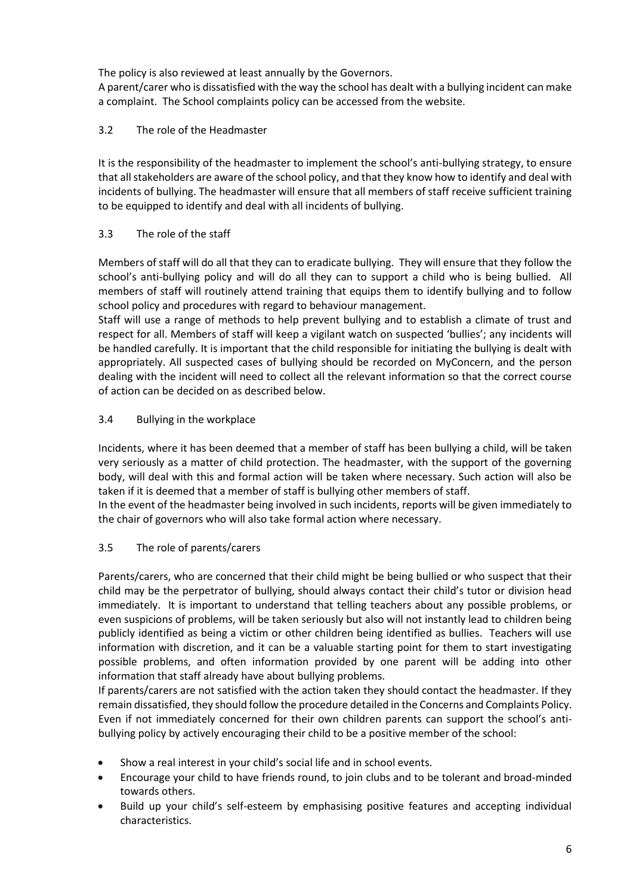The policy is also reviewed at least annually by the Governors.
A parent/carer who is dissatisfied with the way the school has dealt with a bullying incident can make a complaint. The School complaints policy can be accessed from the website.

### 3.2 The role of the Headmaster

It is the responsibility of the headmaster to implement the school's anti-bullying strategy, to ensure that all stakeholders are aware of the school policy, and that they know how to identify and deal with incidents of bullying. The headmaster will ensure that all members of staff receive sufficient training to be equipped to identify and deal with all incidents of bullying.

### 3.3 The role of the staff

Members of staff will do all that they can to eradicate bullying. They will ensure that they follow the school's anti-bullying policy and will do all they can to support a child who is being bullied. All members of staff will routinely attend training that equips them to identify bullying and to follow school policy and procedures with regard to behaviour management.
Staff will use a range of methods to help prevent bullying and to establish a climate of trust and respect for all. Members of staff will keep a vigilant watch on suspected 'bullies'; any incidents will be handled carefully. It is important that the child responsible for initiating the bullying is dealt with appropriately. All suspected cases of bullying should be recorded on MyConcern, and the person dealing with the incident will need to collect all the relevant information so that the correct course of action can be decided on as described below.

### 3.4 Bullying in the workplace

Incidents, where it has been deemed that a member of staff has been bullying a child, will be taken very seriously as a matter of child protection. The headmaster, with the support of the governing body, will deal with this and formal action will be taken where necessary. Such action will also be taken if it is deemed that a member of staff is bullying other members of staff.
In the event of the headmaster being involved in such incidents, reports will be given immediately to the chair of governors who will also take formal action where necessary.

### 3.5 The role of parents/carers

Parents/carers, who are concerned that their child might be being bullied or who suspect that their child may be the perpetrator of bullying, should always contact their child's tutor or division head immediately. It is important to understand that telling teachers about any possible problems, or even suspicions of problems, will be taken seriously but also will not instantly lead to children being publicly identified as being a victim or other children being identified as bullies. Teachers will use information with discretion, and it can be a valuable starting point for them to start investigating possible problems, and often information provided by one parent will be adding into other information that staff already have about bullying problems.
If parents/carers are not satisfied with the action taken they should contact the headmaster. If they remain dissatisfied, they should follow the procedure detailed in the Concerns and Complaints Policy.
Even if not immediately concerned for their own children parents can support the school's anti-bullying policy by actively encouraging their child to be a positive member of the school:

- Show a real interest in your child's social life and in school events.
- Encourage your child to have friends round, to join clubs and to be tolerant and broad-minded towards others.
- Build up your child's self-esteem by emphasising positive features and accepting individual characteristics.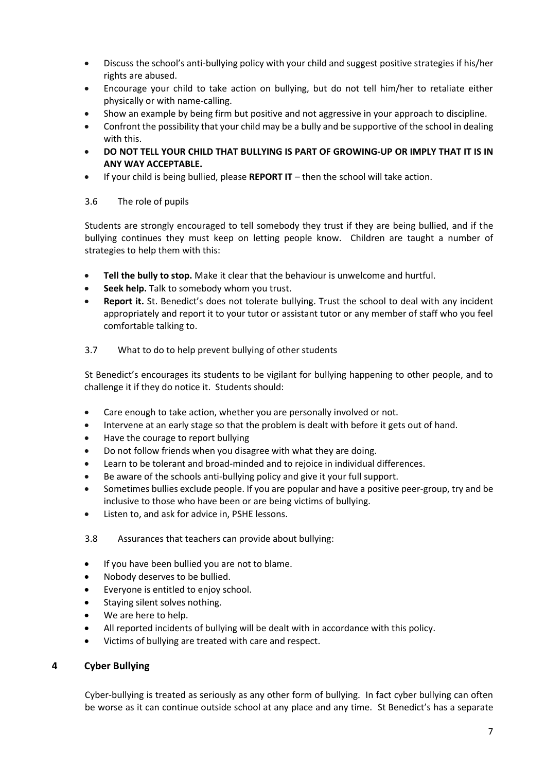- Discuss the school's anti-bullying policy with your child and suggest positive strategies if his/her rights are abused.
- Encourage your child to take action on bullying, but do not tell him/her to retaliate either physically or with name-calling.
- Show an example by being firm but positive and not aggressive in your approach to discipline.
- Confront the possibility that your child may be a bully and be supportive of the school in dealing with this.
- **DO NOT TELL YOUR CHILD THAT BULLYING IS PART OF GROWING-UP OR IMPLY THAT IT IS IN ANY WAY ACCEPTABLE.**
- If your child is being bullied, please **REPORT IT** – then the school will take action.

### 3.6 The role of pupils

Students are strongly encouraged to tell somebody they trust if they are being bullied, and if the bullying continues they must keep on letting people know. Children are taught a number of strategies to help them with this:

- **Tell the bully to stop.** Make it clear that the behaviour is unwelcome and hurtful.
- **Seek help.** Talk to somebody whom you trust.
- **Report it.** St. Benedict's does not tolerate bullying. Trust the school to deal with any incident appropriately and report it to your tutor or assistant tutor or any member of staff who you feel comfortable talking to.

### 3.7 What to do to help prevent bullying of other students

St Benedict's encourages its students to be vigilant for bullying happening to other people, and to challenge it if they do notice it. Students should:

- Care enough to take action, whether you are personally involved or not.
- Intervene at an early stage so that the problem is dealt with before it gets out of hand.
- Have the courage to report bullying
- Do not follow friends when you disagree with what they are doing.
- Learn to be tolerant and broad-minded and to rejoice in individual differences.
- Be aware of the schools anti-bullying policy and give it your full support.
- Sometimes bullies exclude people. If you are popular and have a positive peer-group, try and be inclusive to those who have been or are being victims of bullying.
- Listen to, and ask for advice in, PSHE lessons.

### 3.8 Assurances that teachers can provide about bullying:

- If you have been bullied you are not to blame.
- Nobody deserves to be bullied.
- Everyone is entitled to enjoy school.
- Staying silent solves nothing.
- We are here to help.
- All reported incidents of bullying will be dealt with in accordance with this policy.
- Victims of bullying are treated with care and respect.

## 4 Cyber Bullying

Cyber-bullying is treated as seriously as any other form of bullying. In fact cyber bullying can often be worse as it can continue outside school at any place and any time. St Benedict's has a separate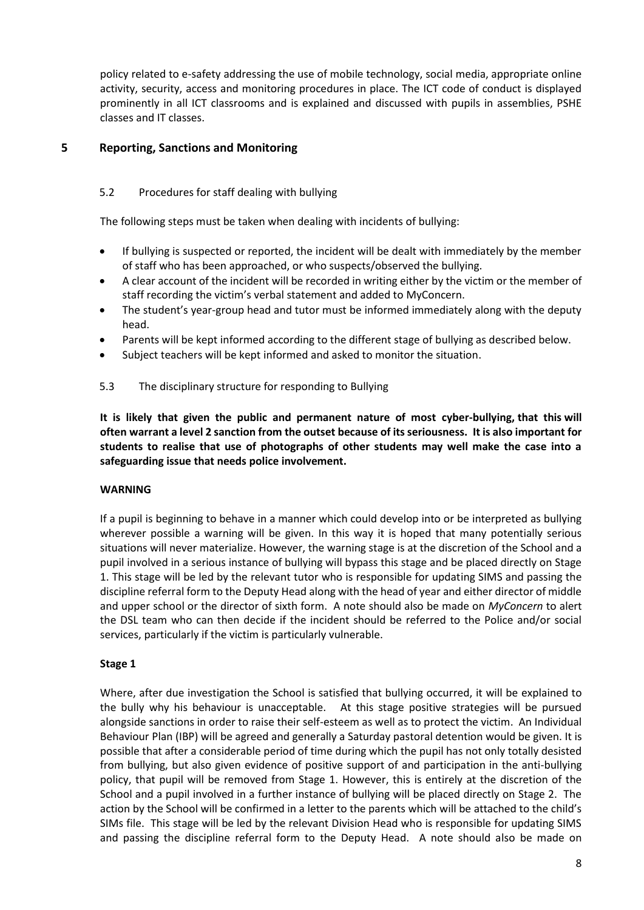policy related to e-safety addressing the use of mobile technology, social media, appropriate online activity, security, access and monitoring procedures in place. The ICT code of conduct is displayed prominently in all ICT classrooms and is explained and discussed with pupils in assemblies, PSHE classes and IT classes.

## 5 Reporting, Sanctions and Monitoring

### 5.2 Procedures for staff dealing with bullying

The following steps must be taken when dealing with incidents of bullying:

- If bullying is suspected or reported, the incident will be dealt with immediately by the member of staff who has been approached, or who suspects/observed the bullying.
- A clear account of the incident will be recorded in writing either by the victim or the member of staff recording the victim's verbal statement and added to MyConcern.
- The student's year-group head and tutor must be informed immediately along with the deputy head.
- Parents will be kept informed according to the different stage of bullying as described below.
- Subject teachers will be kept informed and asked to monitor the situation.

### 5.3 The disciplinary structure for responding to Bullying

**It is likely that given the public and permanent nature of most cyber-bullying, that this will often warrant a level 2 sanction from the outset because of its seriousness. It is also important for students to realise that use of photographs of other students may well make the case into a safeguarding issue that needs police involvement.**

**WARNING**

If a pupil is beginning to behave in a manner which could develop into or be interpreted as bullying wherever possible a warning will be given. In this way it is hoped that many potentially serious situations will never materialize. However, the warning stage is at the discretion of the School and a pupil involved in a serious instance of bullying will bypass this stage and be placed directly on Stage 1. This stage will be led by the relevant tutor who is responsible for updating SIMS and passing the discipline referral form to the Deputy Head along with the head of year and either director of middle and upper school or the director of sixth form. A note should also be made on *MyConcern* to alert the DSL team who can then decide if the incident should be referred to the Police and/or social services, particularly if the victim is particularly vulnerable.

**Stage 1**

Where, after due investigation the School is satisfied that bullying occurred, it will be explained to the bully why his behaviour is unacceptable. At this stage positive strategies will be pursued alongside sanctions in order to raise their self-esteem as well as to protect the victim. An Individual Behaviour Plan (IBP) will be agreed and generally a Saturday pastoral detention would be given. It is possible that after a considerable period of time during which the pupil has not only totally desisted from bullying, but also given evidence of positive support of and participation in the anti-bullying policy, that pupil will be removed from Stage 1. However, this is entirely at the discretion of the School and a pupil involved in a further instance of bullying will be placed directly on Stage 2. The action by the School will be confirmed in a letter to the parents which will be attached to the child's SIMs file. This stage will be led by the relevant Division Head who is responsible for updating SIMS and passing the discipline referral form to the Deputy Head. A note should also be made on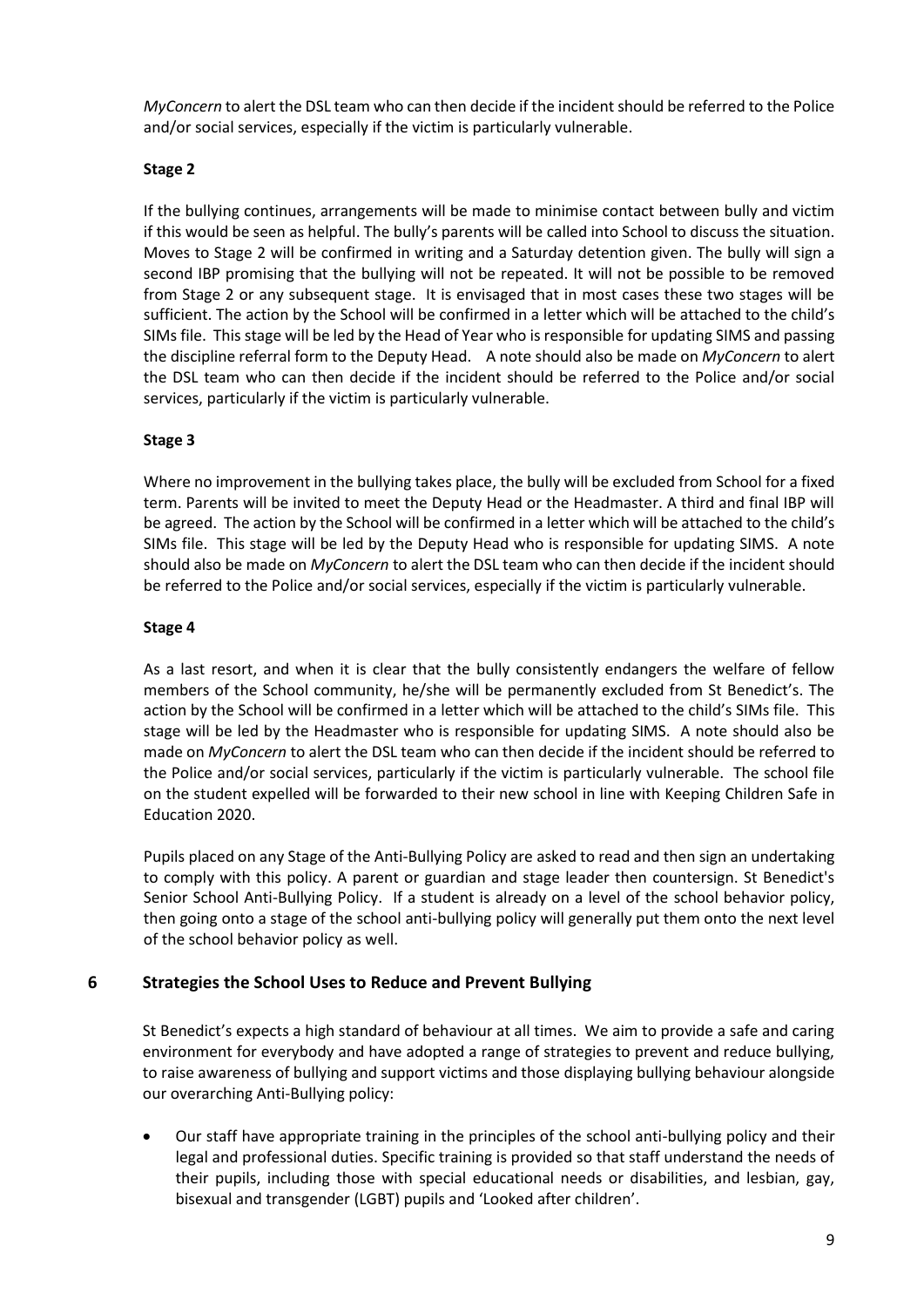*MyConcern* to alert the DSL team who can then decide if the incident should be referred to the Police and/or social services, especially if the victim is particularly vulnerable.

**Stage 2**

If the bullying continues, arrangements will be made to minimise contact between bully and victim if this would be seen as helpful. The bully's parents will be called into School to discuss the situation. Moves to Stage 2 will be confirmed in writing and a Saturday detention given. The bully will sign a second IBP promising that the bullying will not be repeated. It will not be possible to be removed from Stage 2 or any subsequent stage. It is envisaged that in most cases these two stages will be sufficient. The action by the School will be confirmed in a letter which will be attached to the child's SIMs file. This stage will be led by the Head of Year who is responsible for updating SIMS and passing the discipline referral form to the Deputy Head. A note should also be made on *MyConcern* to alert the DSL team who can then decide if the incident should be referred to the Police and/or social services, particularly if the victim is particularly vulnerable.

**Stage 3**

Where no improvement in the bullying takes place, the bully will be excluded from School for a fixed term. Parents will be invited to meet the Deputy Head or the Headmaster. A third and final IBP will be agreed. The action by the School will be confirmed in a letter which will be attached to the child's SIMs file. This stage will be led by the Deputy Head who is responsible for updating SIMS. A note should also be made on *MyConcern* to alert the DSL team who can then decide if the incident should be referred to the Police and/or social services, especially if the victim is particularly vulnerable.

**Stage 4**

As a last resort, and when it is clear that the bully consistently endangers the welfare of fellow members of the School community, he/she will be permanently excluded from St Benedict's. The action by the School will be confirmed in a letter which will be attached to the child's SIMs file. This stage will be led by the Headmaster who is responsible for updating SIMS. A note should also be made on *MyConcern* to alert the DSL team who can then decide if the incident should be referred to the Police and/or social services, particularly if the victim is particularly vulnerable. The school file on the student expelled will be forwarded to their new school in line with Keeping Children Safe in Education 2020.

Pupils placed on any Stage of the Anti-Bullying Policy are asked to read and then sign an undertaking to comply with this policy. A parent or guardian and stage leader then countersign. St Benedict's Senior School Anti-Bullying Policy. If a student is already on a level of the school behavior policy, then going onto a stage of the school anti-bullying policy will generally put them onto the next level of the school behavior policy as well.

## 6 Strategies the School Uses to Reduce and Prevent Bullying

St Benedict's expects a high standard of behaviour at all times. We aim to provide a safe and caring environment for everybody and have adopted a range of strategies to prevent and reduce bullying, to raise awareness of bullying and support victims and those displaying bullying behaviour alongside our overarching Anti-Bullying policy:

- Our staff have appropriate training in the principles of the school anti-bullying policy and their legal and professional duties. Specific training is provided so that staff understand the needs of their pupils, including those with special educational needs or disabilities, and lesbian, gay, bisexual and transgender (LGBT) pupils and 'Looked after children'.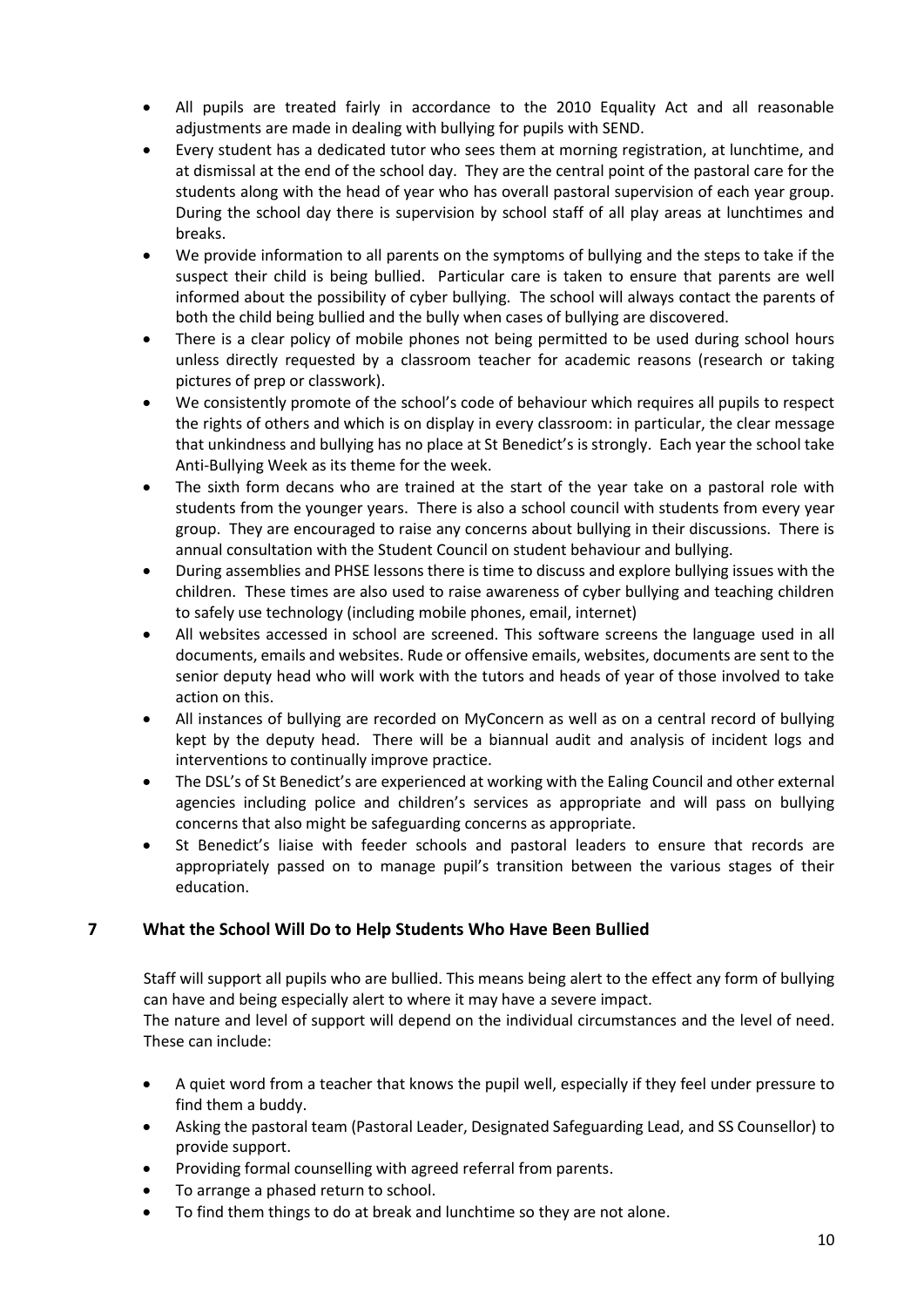- All pupils are treated fairly in accordance to the 2010 Equality Act and all reasonable adjustments are made in dealing with bullying for pupils with SEND.
- Every student has a dedicated tutor who sees them at morning registration, at lunchtime, and at dismissal at the end of the school day. They are the central point of the pastoral care for the students along with the head of year who has overall pastoral supervision of each year group. During the school day there is supervision by school staff of all play areas at lunchtimes and breaks.
- We provide information to all parents on the symptoms of bullying and the steps to take if the suspect their child is being bullied. Particular care is taken to ensure that parents are well informed about the possibility of cyber bullying. The school will always contact the parents of both the child being bullied and the bully when cases of bullying are discovered.
- There is a clear policy of mobile phones not being permitted to be used during school hours unless directly requested by a classroom teacher for academic reasons (research or taking pictures of prep or classwork).
- We consistently promote of the school's code of behaviour which requires all pupils to respect the rights of others and which is on display in every classroom: in particular, the clear message that unkindness and bullying has no place at St Benedict's is strongly. Each year the school take Anti-Bullying Week as its theme for the week.
- The sixth form decans who are trained at the start of the year take on a pastoral role with students from the younger years. There is also a school council with students from every year group. They are encouraged to raise any concerns about bullying in their discussions. There is annual consultation with the Student Council on student behaviour and bullying.
- During assemblies and PHSE lessons there is time to discuss and explore bullying issues with the children. These times are also used to raise awareness of cyber bullying and teaching children to safely use technology (including mobile phones, email, internet)
- All websites accessed in school are screened. This software screens the language used in all documents, emails and websites. Rude or offensive emails, websites, documents are sent to the senior deputy head who will work with the tutors and heads of year of those involved to take action on this.
- All instances of bullying are recorded on MyConcern as well as on a central record of bullying kept by the deputy head. There will be a biannual audit and analysis of incident logs and interventions to continually improve practice.
- The DSL's of St Benedict's are experienced at working with the Ealing Council and other external agencies including police and children's services as appropriate and will pass on bullying concerns that also might be safeguarding concerns as appropriate.
- St Benedict's liaise with feeder schools and pastoral leaders to ensure that records are appropriately passed on to manage pupil's transition between the various stages of their education.

## 7 What the School Will Do to Help Students Who Have Been Bullied

Staff will support all pupils who are bullied. This means being alert to the effect any form of bullying can have and being especially alert to where it may have a severe impact.

The nature and level of support will depend on the individual circumstances and the level of need. These can include:

- A quiet word from a teacher that knows the pupil well, especially if they feel under pressure to find them a buddy.
- Asking the pastoral team (Pastoral Leader, Designated Safeguarding Lead, and SS Counsellor) to provide support.
- Providing formal counselling with agreed referral from parents.
- To arrange a phased return to school.
- To find them things to do at break and lunchtime so they are not alone.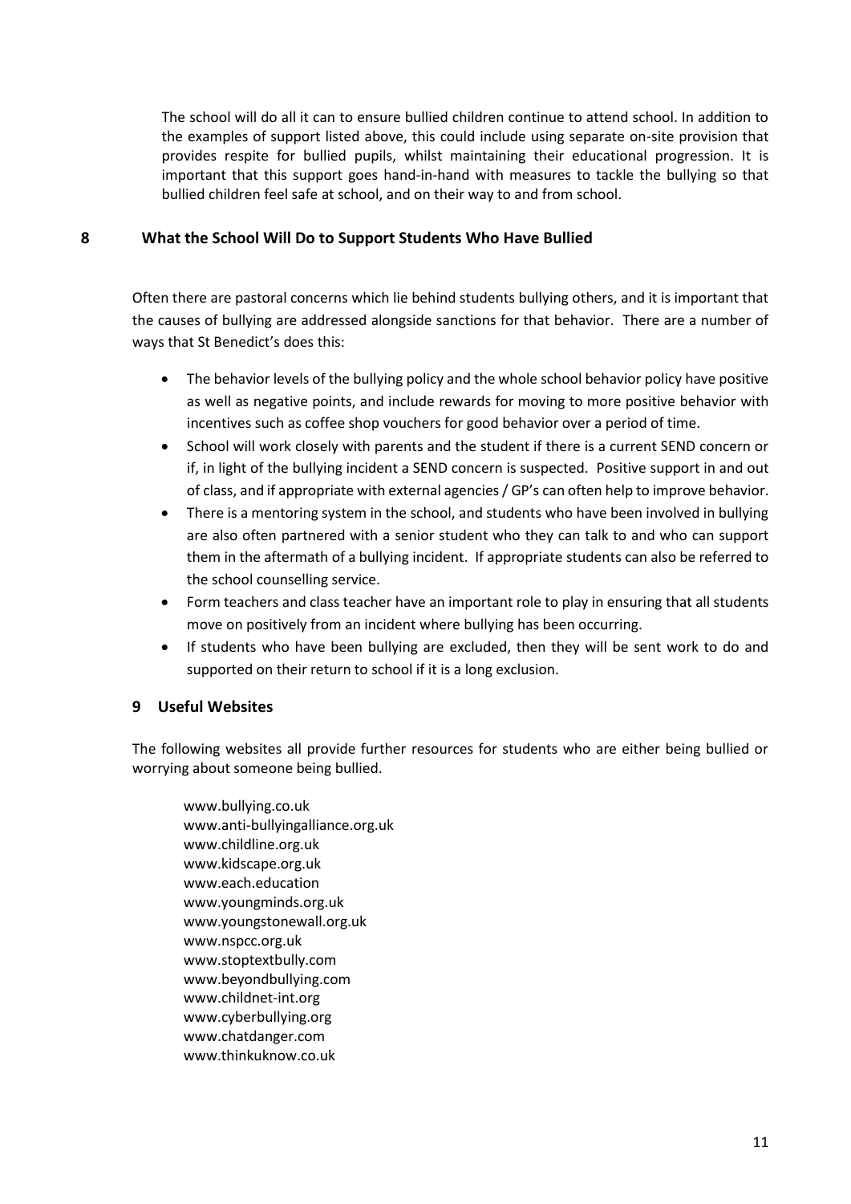The school will do all it can to ensure bullied children continue to attend school. In addition to the examples of support listed above, this could include using separate on-site provision that provides respite for bullied pupils, whilst maintaining their educational progression. It is important that this support goes hand-in-hand with measures to tackle the bullying so that bullied children feel safe at school, and on their way to and from school.

## 8 What the School Will Do to Support Students Who Have Bullied

Often there are pastoral concerns which lie behind students bullying others, and it is important that the causes of bullying are addressed alongside sanctions for that behavior. There are a number of ways that St Benedict's does this:

- The behavior levels of the bullying policy and the whole school behavior policy have positive as well as negative points, and include rewards for moving to more positive behavior with incentives such as coffee shop vouchers for good behavior over a period of time.
- School will work closely with parents and the student if there is a current SEND concern or if, in light of the bullying incident a SEND concern is suspected. Positive support in and out of class, and if appropriate with external agencies / GP's can often help to improve behavior.
- There is a mentoring system in the school, and students who have been involved in bullying are also often partnered with a senior student who they can talk to and who can support them in the aftermath of a bullying incident. If appropriate students can also be referred to the school counselling service.
- Form teachers and class teacher have an important role to play in ensuring that all students move on positively from an incident where bullying has been occurring.
- If students who have been bullying are excluded, then they will be sent work to do and supported on their return to school if it is a long exclusion.

## 9 Useful Websites

The following websites all provide further resources for students who are either being bullied or worrying about someone being bullied.

www.bullying.co.uk
www.anti-bullyingalliance.org.uk
www.childline.org.uk
www.kidscape.org.uk
www.each.education
www.youngminds.org.uk
www.youngstonewall.org.uk
www.nspcc.org.uk
www.stoptextbully.com
www.beyondbullying.com
www.childnet-int.org
www.cyberbullying.org
www.chatdanger.com
www.thinkuknow.co.uk